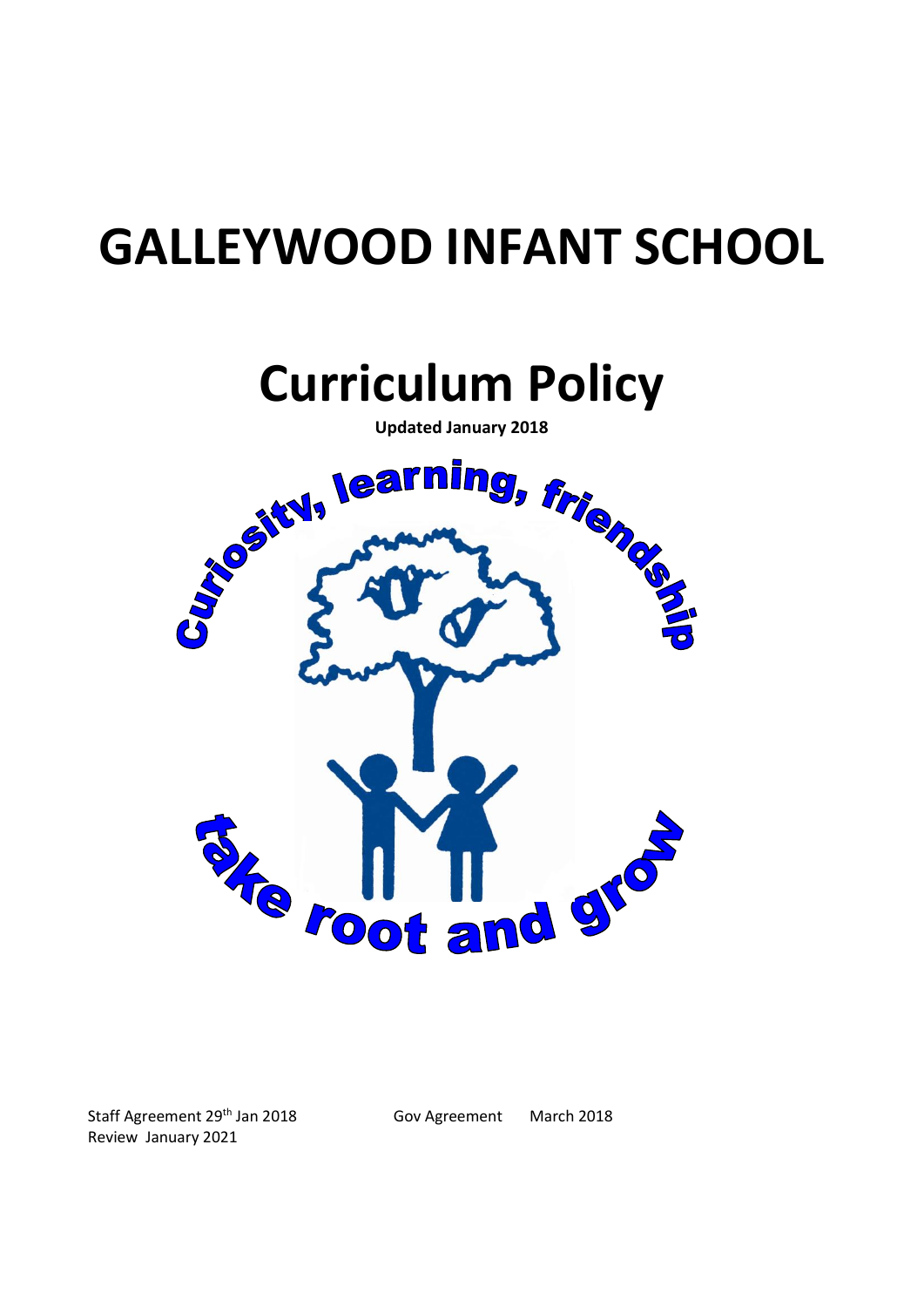# GALLEYWOOD INFANT SCHOOL

# Curriculum Policy

**Updated January 2018**

Curiosity, learning, friendship

take root and grow

Staff Agreement 29th Jan 2018 Gov Agreement March 2018

Review January 2021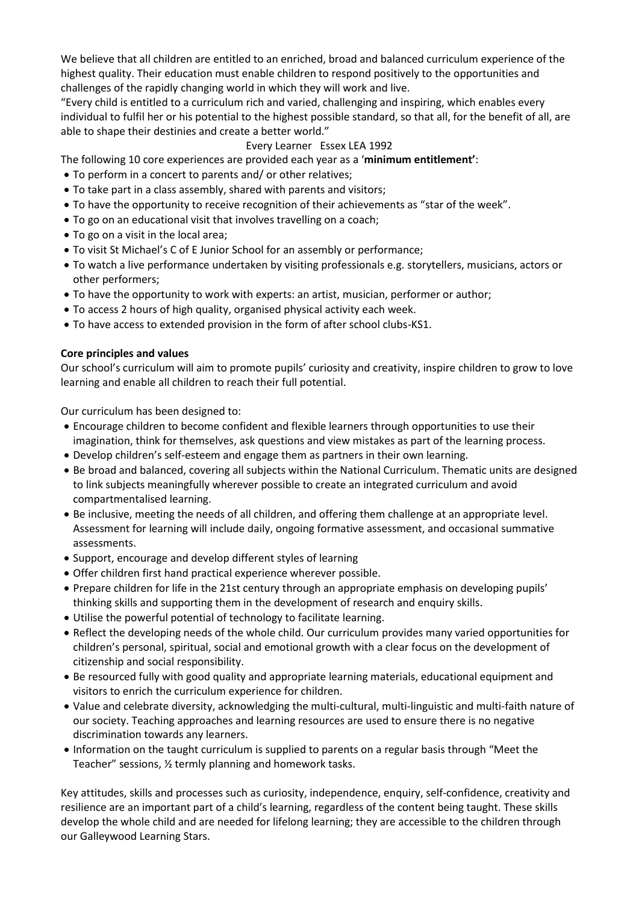We believe that all children are entitled to an enriched, broad and balanced curriculum experience of the highest quality. Their education must enable children to respond positively to the opportunities and challenges of the rapidly changing world in which they will work and live.

"Every child is entitled to a curriculum rich and varied, challenging and inspiring, which enables every individual to fulfil her or his potential to the highest possible standard, so that all, for the benefit of all, are able to shape their destinies and create a better world."

Every Learner Essex LEA 1992

The following 10 core experiences are provided each year as a '**minimum entitlement**':

- To perform in a concert to parents and/ or other relatives;
- To take part in a class assembly, shared with parents and visitors;
- To have the opportunity to receive recognition of their achievements as "star of the week".
- To go on an educational visit that involves travelling on a coach;
- To go on a visit in the local area;
- To visit St Michael's C of E Junior School for an assembly or performance;
- To watch a live performance undertaken by visiting professionals e.g. storytellers, musicians, actors or other performers;
- To have the opportunity to work with experts: an artist, musician, performer or author;
- To access 2 hours of high quality, organised physical activity each week.
- To have access to extended provision in the form of after school clubs-KS1.

**Core principles and values**

Our school's curriculum will aim to promote pupils' curiosity and creativity, inspire children to grow to love learning and enable all children to reach their full potential.

Our curriculum has been designed to:

- Encourage children to become confident and flexible learners through opportunities to use their imagination, think for themselves, ask questions and view mistakes as part of the learning process.
- Develop children's self-esteem and engage them as partners in their own learning.
- Be broad and balanced, covering all subjects within the National Curriculum. Thematic units are designed to link subjects meaningfully wherever possible to create an integrated curriculum and avoid compartmentalised learning.
- Be inclusive, meeting the needs of all children, and offering them challenge at an appropriate level. Assessment for learning will include daily, ongoing formative assessment, and occasional summative assessments.
- Support, encourage and develop different styles of learning
- Offer children first hand practical experience wherever possible.
- Prepare children for life in the 21st century through an appropriate emphasis on developing pupils' thinking skills and supporting them in the development of research and enquiry skills.
- Utilise the powerful potential of technology to facilitate learning.
- Reflect the developing needs of the whole child. Our curriculum provides many varied opportunities for children's personal, spiritual, social and emotional growth with a clear focus on the development of citizenship and social responsibility.
- Be resourced fully with good quality and appropriate learning materials, educational equipment and visitors to enrich the curriculum experience for children.
- Value and celebrate diversity, acknowledging the multi-cultural, multi-linguistic and multi-faith nature of our society. Teaching approaches and learning resources are used to ensure there is no negative discrimination towards any learners.
- Information on the taught curriculum is supplied to parents on a regular basis through "Meet the Teacher" sessions, ½ termly planning and homework tasks.

Key attitudes, skills and processes such as curiosity, independence, enquiry, self-confidence, creativity and resilience are an important part of a child's learning, regardless of the content being taught. These skills develop the whole child and are needed for lifelong learning; they are accessible to the children through our Galleywood Learning Stars.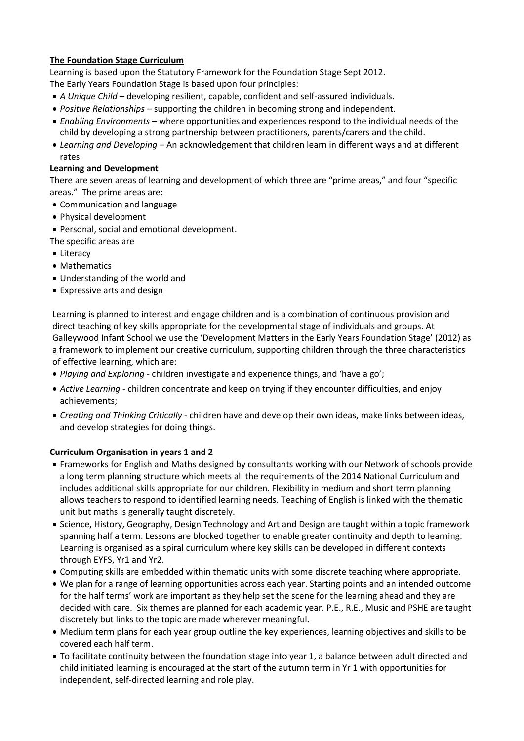**The Foundation Stage Curriculum**

Learning is based upon the Statutory Framework for the Foundation Stage Sept 2012.
The Early Years Foundation Stage is based upon four principles:

- *A Unique Child* – developing resilient, capable, confident and self-assured individuals.
- *Positive Relationships* – supporting the children in becoming strong and independent.
- *Enabling Environments* – where opportunities and experiences respond to the individual needs of the child by developing a strong partnership between practitioners, parents/carers and the child.
- *Learning and Developing* – An acknowledgement that children learn in different ways and at different rates

**Learning and Development**

There are seven areas of learning and development of which three are "prime areas," and four "specific areas." The prime areas are:

- Communication and language
- Physical development
- Personal, social and emotional development.

The specific areas are

- Literacy
- Mathematics
- Understanding of the world and
- Expressive arts and design

Learning is planned to interest and engage children and is a combination of continuous provision and direct teaching of key skills appropriate for the developmental stage of individuals and groups. At Galleywood Infant School we use the 'Development Matters in the Early Years Foundation Stage' (2012) as a framework to implement our creative curriculum, supporting children through the three characteristics of effective learning, which are:

- *Playing and Exploring* - children investigate and experience things, and 'have a go';
- *Active Learning* - children concentrate and keep on trying if they encounter difficulties, and enjoy achievements;
- *Creating and Thinking Critically* - children have and develop their own ideas, make links between ideas, and develop strategies for doing things.

**Curriculum Organisation in years 1 and 2**

- Frameworks for English and Maths designed by consultants working with our Network of schools provide a long term planning structure which meets all the requirements of the 2014 National Curriculum and includes additional skills appropriate for our children. Flexibility in medium and short term planning allows teachers to respond to identified learning needs. Teaching of English is linked with the thematic unit but maths is generally taught discretely.
- Science, History, Geography, Design Technology and Art and Design are taught within a topic framework spanning half a term. Lessons are blocked together to enable greater continuity and depth to learning. Learning is organised as a spiral curriculum where key skills can be developed in different contexts through EYFS, Yr1 and Yr2.
- Computing skills are embedded within thematic units with some discrete teaching where appropriate.
- We plan for a range of learning opportunities across each year. Starting points and an intended outcome for the half terms' work are important as they help set the scene for the learning ahead and they are decided with care. Six themes are planned for each academic year. P.E., R.E., Music and PSHE are taught discretely but links to the topic are made wherever meaningful.
- Medium term plans for each year group outline the key experiences, learning objectives and skills to be covered each half term.
- To facilitate continuity between the foundation stage into year 1, a balance between adult directed and child initiated learning is encouraged at the start of the autumn term in Yr 1 with opportunities for independent, self-directed learning and role play.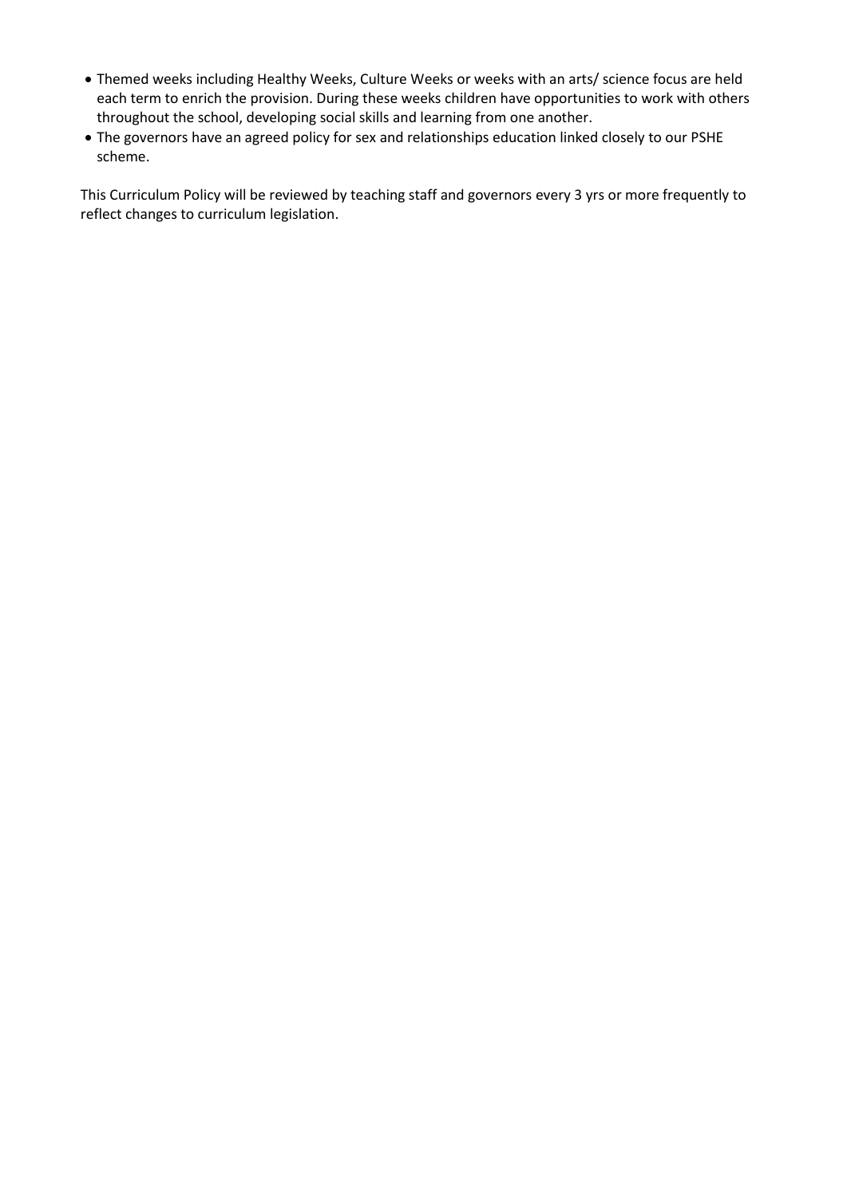- Themed weeks including Healthy Weeks, Culture Weeks or weeks with an arts/ science focus are held each term to enrich the provision. During these weeks children have opportunities to work with others throughout the school, developing social skills and learning from one another.
- The governors have an agreed policy for sex and relationships education linked closely to our PSHE scheme.

This Curriculum Policy will be reviewed by teaching staff and governors every 3 yrs or more frequently to reflect changes to curriculum legislation.